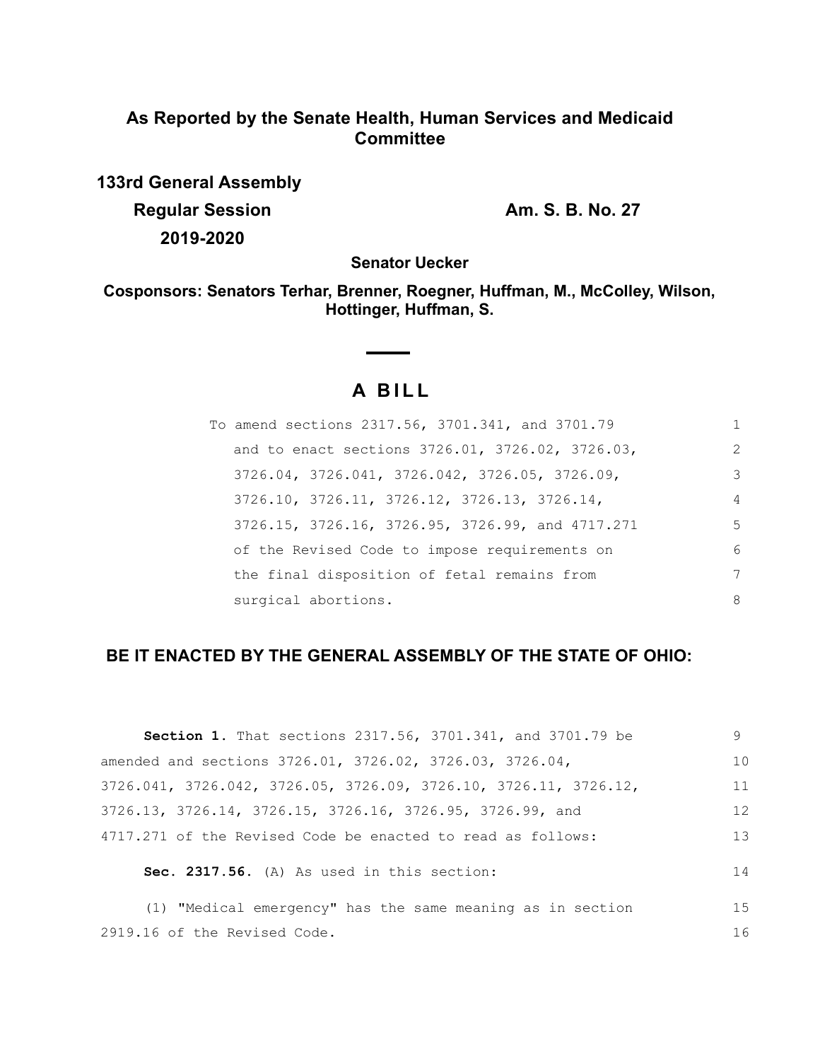**As Reported by the Senate Health, Human Services and Medicaid Committee**

**133rd General Assembly**

**Regular Session** **Am. S. B. No. 27**

**2019-2020**

**Senator Uecker**

**Cosponsors: Senators Terhar, Brenner, Roegner, Huffman, M., McColley, Wilson, Hottinger, Huffman, S.**

# A BILL

To amend sections 2317.56, 3701.341, and 3701.79 and to enact sections 3726.01, 3726.02, 3726.03, 3726.04, 3726.041, 3726.042, 3726.05, 3726.09, 3726.10, 3726.11, 3726.12, 3726.13, 3726.14, 3726.15, 3726.16, 3726.95, 3726.99, and 4717.271 of the Revised Code to impose requirements on the final disposition of fetal remains from surgical abortions.

## BE IT ENACTED BY THE GENERAL ASSEMBLY OF THE STATE OF OHIO:

**Section 1.** That sections 2317.56, 3701.341, and 3701.79 be amended and sections 3726.01, 3726.02, 3726.03, 3726.04, 3726.041, 3726.042, 3726.05, 3726.09, 3726.10, 3726.11, 3726.12, 3726.13, 3726.14, 3726.15, 3726.16, 3726.95, 3726.99, and 4717.271 of the Revised Code be enacted to read as follows:

**Sec. 2317.56.** (A) As used in this section:

(1) "Medical emergency" has the same meaning as in section 2919.16 of the Revised Code.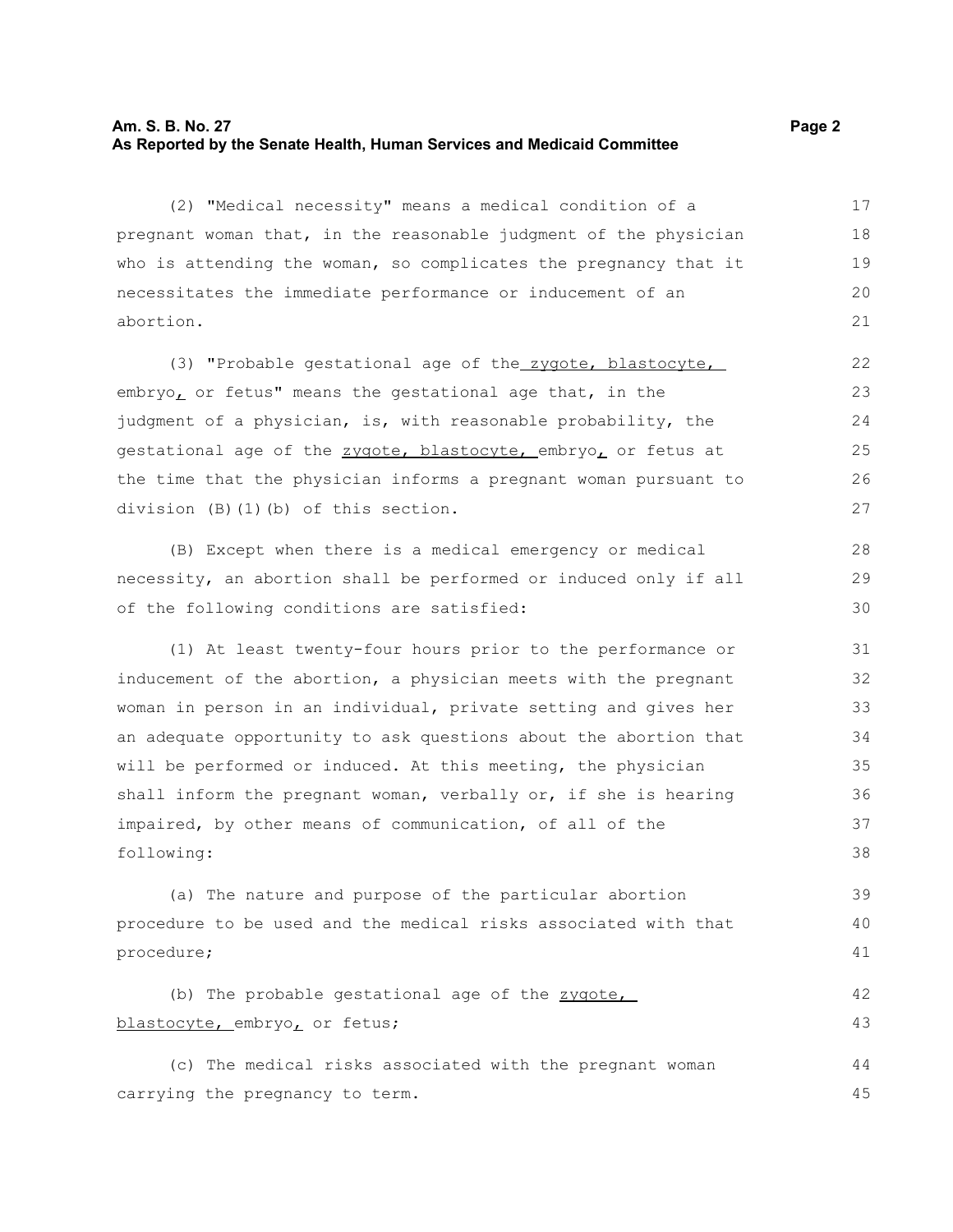(2) "Medical necessity" means a medical condition of a pregnant woman that, in the reasonable judgment of the physician who is attending the woman, so complicates the pregnancy that it necessitates the immediate performance or inducement of an abortion.

(3) "Probable gestational age of the zygote, blastocyte, embryo, or fetus" means the gestational age that, in the judgment of a physician, is, with reasonable probability, the gestational age of the zygote, blastocyte, embryo, or fetus at the time that the physician informs a pregnant woman pursuant to division (B)(1)(b) of this section.

(B) Except when there is a medical emergency or medical necessity, an abortion shall be performed or induced only if all of the following conditions are satisfied:

(1) At least twenty-four hours prior to the performance or inducement of the abortion, a physician meets with the pregnant woman in person in an individual, private setting and gives her an adequate opportunity to ask questions about the abortion that will be performed or induced. At this meeting, the physician shall inform the pregnant woman, verbally or, if she is hearing impaired, by other means of communication, of all of the following:

(a) The nature and purpose of the particular abortion procedure to be used and the medical risks associated with that procedure;

(b) The probable gestational age of the zygote, blastocyte, embryo, or fetus;

(c) The medical risks associated with the pregnant woman carrying the pregnancy to term.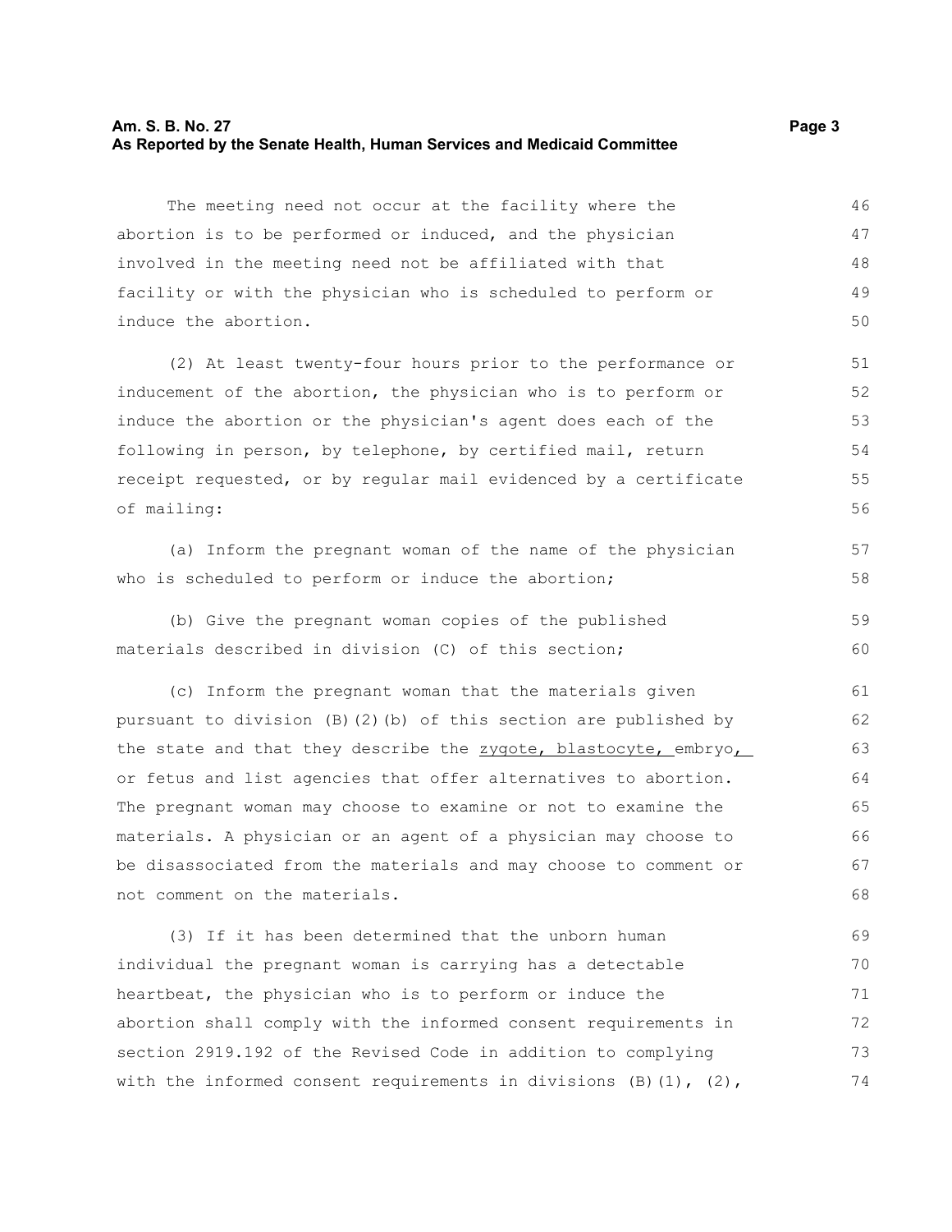The meeting need not occur at the facility where the abortion is to be performed or induced, and the physician involved in the meeting need not be affiliated with that facility or with the physician who is scheduled to perform or induce the abortion.

(2) At least twenty-four hours prior to the performance or inducement of the abortion, the physician who is to perform or induce the abortion or the physician's agent does each of the following in person, by telephone, by certified mail, return receipt requested, or by regular mail evidenced by a certificate of mailing:

(a) Inform the pregnant woman of the name of the physician who is scheduled to perform or induce the abortion;

(b) Give the pregnant woman copies of the published materials described in division (C) of this section;

(c) Inform the pregnant woman that the materials given pursuant to division (B)(2)(b) of this section are published by the state and that they describe the zygote, blastocyte, embryo, or fetus and list agencies that offer alternatives to abortion. The pregnant woman may choose to examine or not to examine the materials. A physician or an agent of a physician may choose to be disassociated from the materials and may choose to comment or not comment on the materials.

(3) If it has been determined that the unborn human individual the pregnant woman is carrying has a detectable heartbeat, the physician who is to perform or induce the abortion shall comply with the informed consent requirements in section 2919.192 of the Revised Code in addition to complying with the informed consent requirements in divisions (B)(1), (2),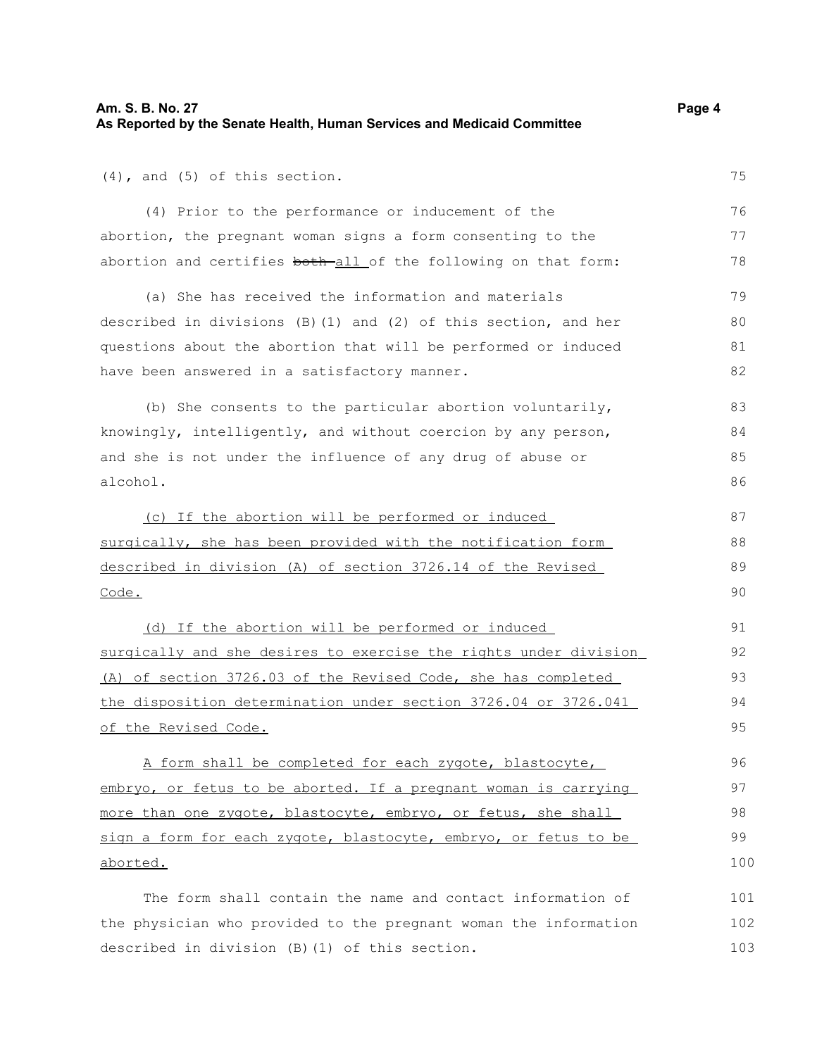(4), and (5) of this section.

(4) Prior to the performance or inducement of the abortion, the pregnant woman signs a form consenting to the abortion and certifies ~~both~~ all of the following on that form:

(a) She has received the information and materials described in divisions (B)(1) and (2) of this section, and her questions about the abortion that will be performed or induced have been answered in a satisfactory manner.

(b) She consents to the particular abortion voluntarily, knowingly, intelligently, and without coercion by any person, and she is not under the influence of any drug of abuse or alcohol.

<u>(c) If the abortion will be performed or induced surgically, she has been provided with the notification form described in division (A) of section 3726.14 of the Revised Code.</u>

<u>(d) If the abortion will be performed or induced surgically and she desires to exercise the rights under division (A) of section 3726.03 of the Revised Code, she has completed the disposition determination under section 3726.04 or 3726.041 of the Revised Code.</u>

<u>A form shall be completed for each zygote, blastocyte, embryo, or fetus to be aborted. If a pregnant woman is carrying more than one zygote, blastocyte, embryo, or fetus, she shall sign a form for each zygote, blastocyte, embryo, or fetus to be aborted.</u>

The form shall contain the name and contact information of the physician who provided to the pregnant woman the information described in division (B)(1) of this section.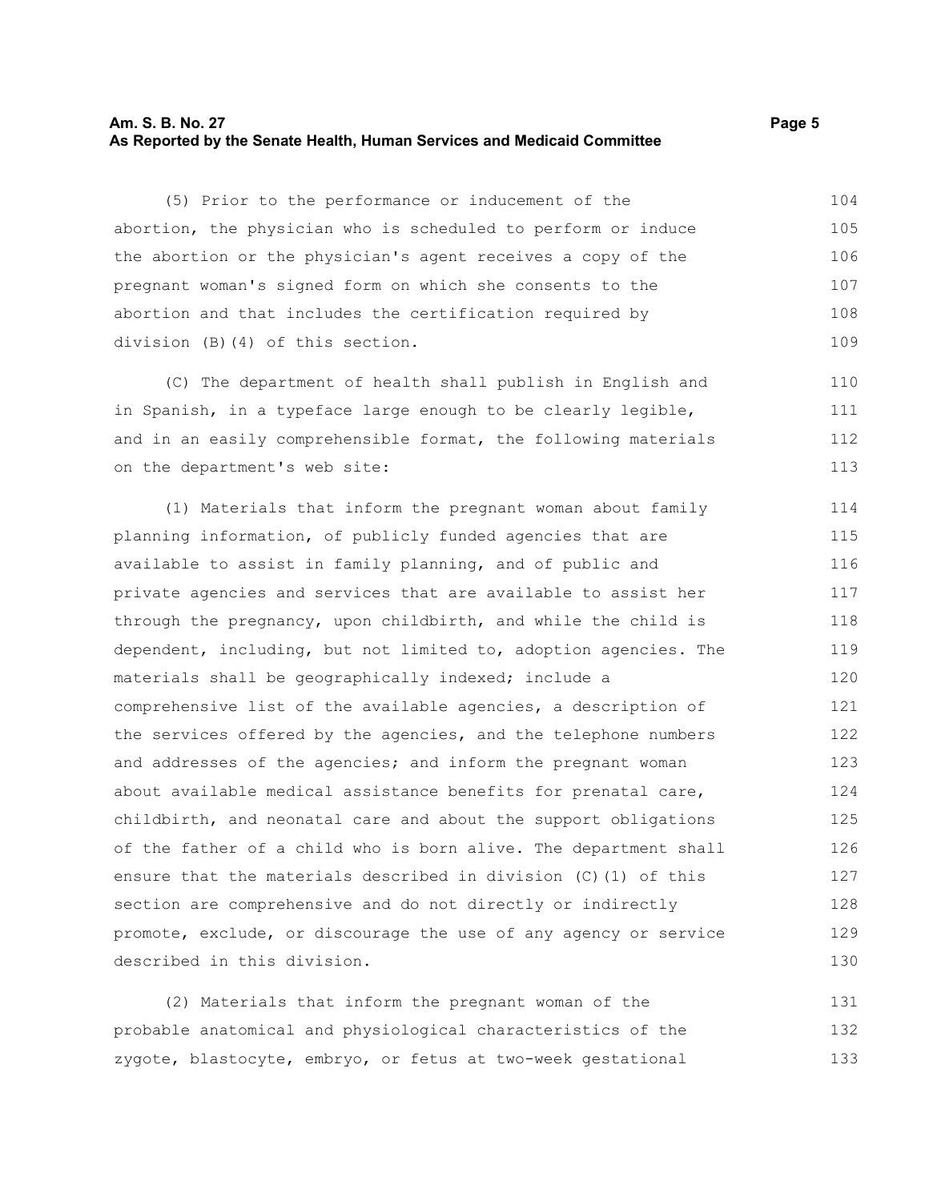(5) Prior to the performance or inducement of the abortion, the physician who is scheduled to perform or induce the abortion or the physician's agent receives a copy of the pregnant woman's signed form on which she consents to the abortion and that includes the certification required by division (B)(4) of this section.

(C) The department of health shall publish in English and in Spanish, in a typeface large enough to be clearly legible, and in an easily comprehensible format, the following materials on the department's web site:

(1) Materials that inform the pregnant woman about family planning information, of publicly funded agencies that are available to assist in family planning, and of public and private agencies and services that are available to assist her through the pregnancy, upon childbirth, and while the child is dependent, including, but not limited to, adoption agencies. The materials shall be geographically indexed; include a comprehensive list of the available agencies, a description of the services offered by the agencies, and the telephone numbers and addresses of the agencies; and inform the pregnant woman about available medical assistance benefits for prenatal care, childbirth, and neonatal care and about the support obligations of the father of a child who is born alive. The department shall ensure that the materials described in division (C)(1) of this section are comprehensive and do not directly or indirectly promote, exclude, or discourage the use of any agency or service described in this division.

(2) Materials that inform the pregnant woman of the probable anatomical and physiological characteristics of the zygote, blastocyte, embryo, or fetus at two-week gestational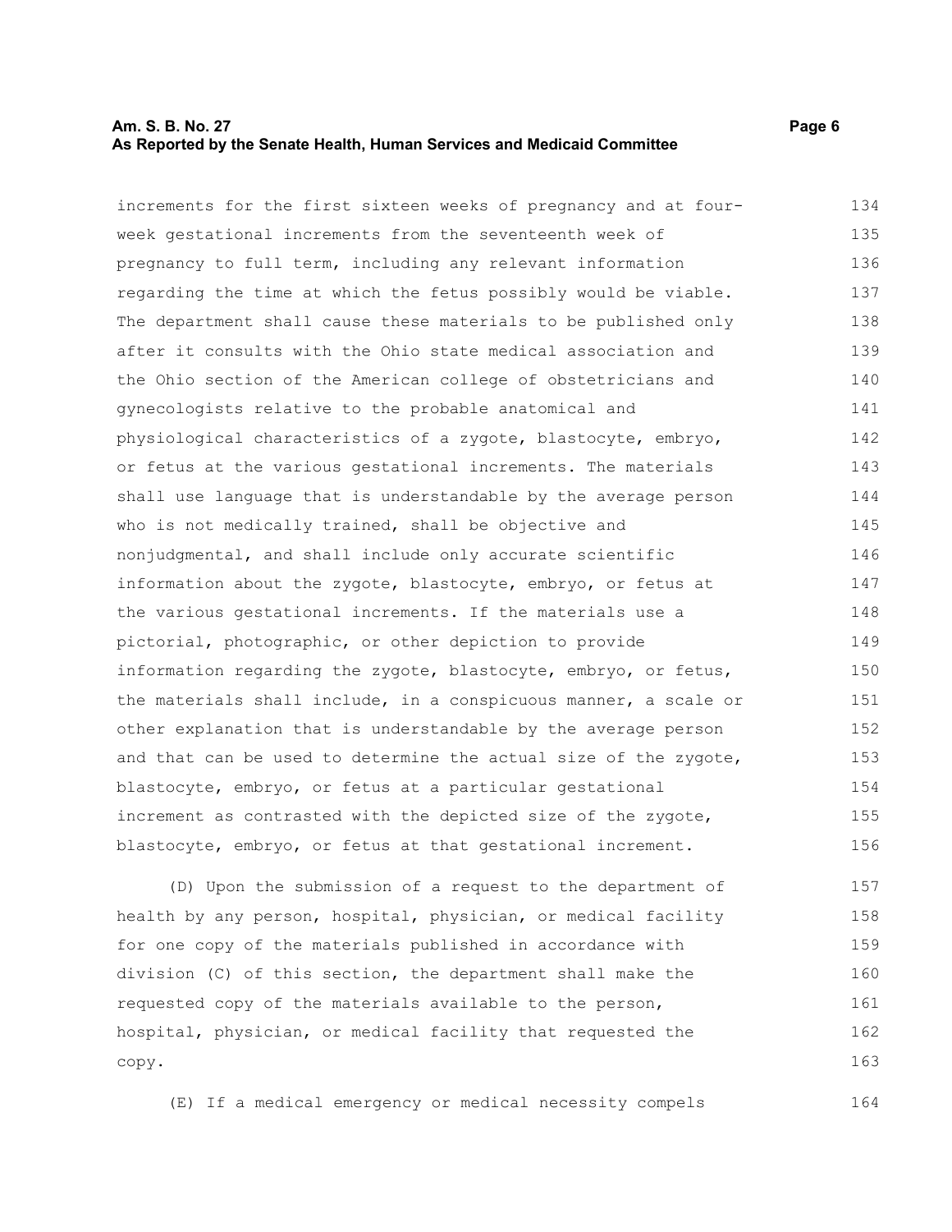increments for the first sixteen weeks of pregnancy and at four-week gestational increments from the seventeenth week of pregnancy to full term, including any relevant information regarding the time at which the fetus possibly would be viable. The department shall cause these materials to be published only after it consults with the Ohio state medical association and the Ohio section of the American college of obstetricians and gynecologists relative to the probable anatomical and physiological characteristics of a zygote, blastocyte, embryo, or fetus at the various gestational increments. The materials shall use language that is understandable by the average person who is not medically trained, shall be objective and nonjudgmental, and shall include only accurate scientific information about the zygote, blastocyte, embryo, or fetus at the various gestational increments. If the materials use a pictorial, photographic, or other depiction to provide information regarding the zygote, blastocyte, embryo, or fetus, the materials shall include, in a conspicuous manner, a scale or other explanation that is understandable by the average person and that can be used to determine the actual size of the zygote, blastocyte, embryo, or fetus at a particular gestational increment as contrasted with the depicted size of the zygote, blastocyte, embryo, or fetus at that gestational increment.

(D) Upon the submission of a request to the department of health by any person, hospital, physician, or medical facility for one copy of the materials published in accordance with division (C) of this section, the department shall make the requested copy of the materials available to the person, hospital, physician, or medical facility that requested the copy.

(E) If a medical emergency or medical necessity compels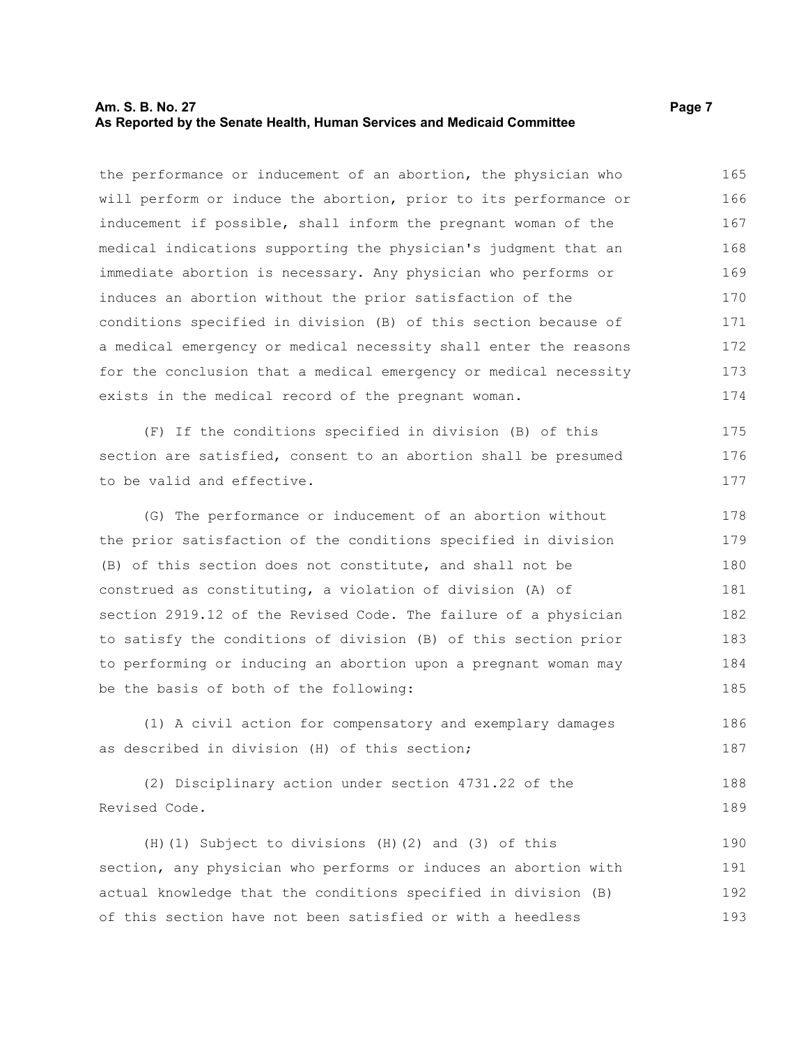the performance or inducement of an abortion, the physician who will perform or induce the abortion, prior to its performance or inducement if possible, shall inform the pregnant woman of the medical indications supporting the physician's judgment that an immediate abortion is necessary. Any physician who performs or induces an abortion without the prior satisfaction of the conditions specified in division (B) of this section because of a medical emergency or medical necessity shall enter the reasons for the conclusion that a medical emergency or medical necessity exists in the medical record of the pregnant woman.

(F) If the conditions specified in division (B) of this section are satisfied, consent to an abortion shall be presumed to be valid and effective.

(G) The performance or inducement of an abortion without the prior satisfaction of the conditions specified in division (B) of this section does not constitute, and shall not be construed as constituting, a violation of division (A) of section 2919.12 of the Revised Code. The failure of a physician to satisfy the conditions of division (B) of this section prior to performing or inducing an abortion upon a pregnant woman may be the basis of both of the following:

(1) A civil action for compensatory and exemplary damages as described in division (H) of this section;

(2) Disciplinary action under section 4731.22 of the Revised Code.

(H)(1) Subject to divisions (H)(2) and (3) of this section, any physician who performs or induces an abortion with actual knowledge that the conditions specified in division (B) of this section have not been satisfied or with a heedless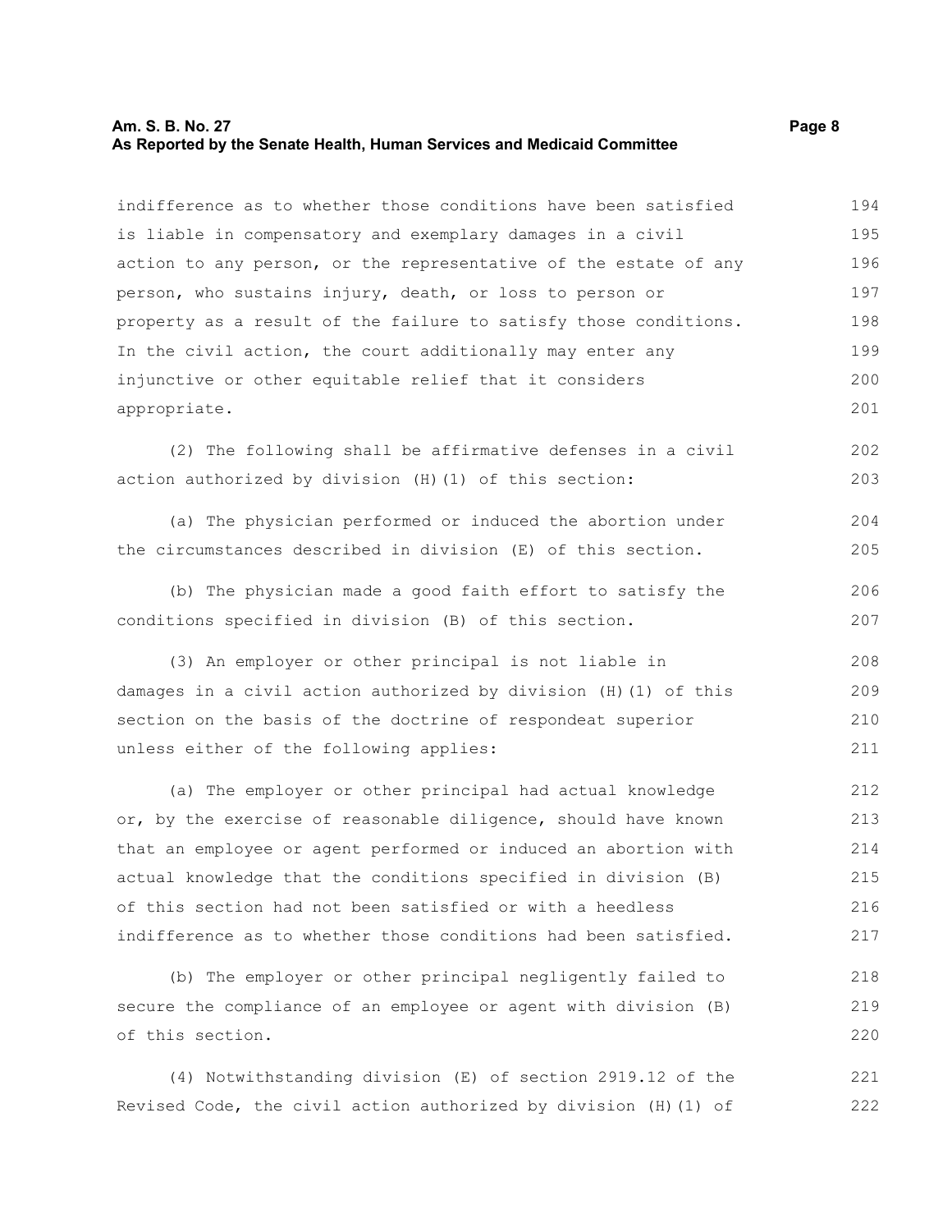indifference as to whether those conditions have been satisfied is liable in compensatory and exemplary damages in a civil action to any person, or the representative of the estate of any person, who sustains injury, death, or loss to person or property as a result of the failure to satisfy those conditions. In the civil action, the court additionally may enter any injunctive or other equitable relief that it considers appropriate.

(2) The following shall be affirmative defenses in a civil action authorized by division (H)(1) of this section:

(a) The physician performed or induced the abortion under the circumstances described in division (E) of this section.

(b) The physician made a good faith effort to satisfy the conditions specified in division (B) of this section.

(3) An employer or other principal is not liable in damages in a civil action authorized by division (H)(1) of this section on the basis of the doctrine of respondeat superior unless either of the following applies:

(a) The employer or other principal had actual knowledge or, by the exercise of reasonable diligence, should have known that an employee or agent performed or induced an abortion with actual knowledge that the conditions specified in division (B) of this section had not been satisfied or with a heedless indifference as to whether those conditions had been satisfied.

(b) The employer or other principal negligently failed to secure the compliance of an employee or agent with division (B) of this section.

(4) Notwithstanding division (E) of section 2919.12 of the Revised Code, the civil action authorized by division (H)(1) of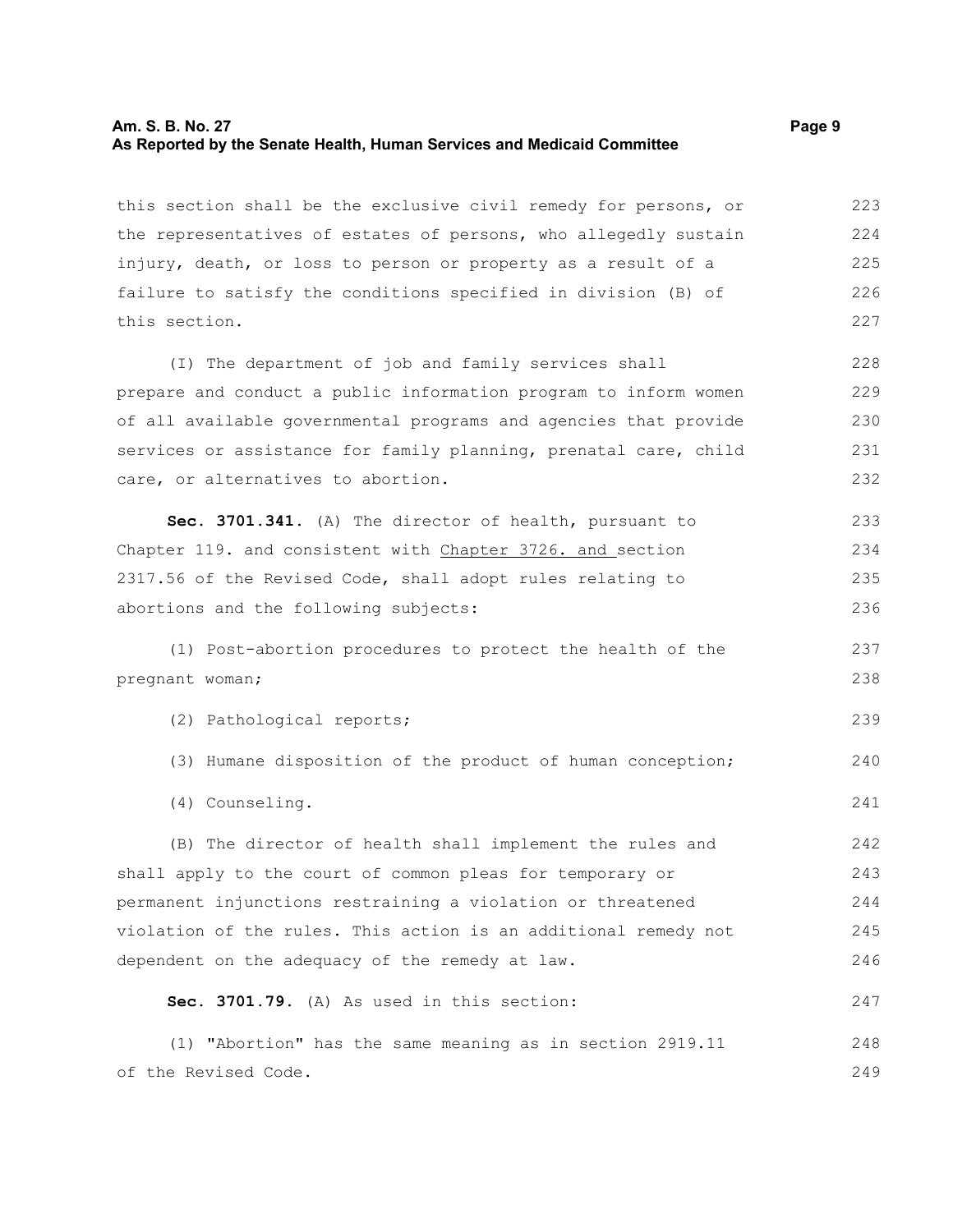this section shall be the exclusive civil remedy for persons, or the representatives of estates of persons, who allegedly sustain injury, death, or loss to person or property as a result of a failure to satisfy the conditions specified in division (B) of this section.

(I) The department of job and family services shall prepare and conduct a public information program to inform women of all available governmental programs and agencies that provide services or assistance for family planning, prenatal care, child care, or alternatives to abortion.

**Sec. 3701.341.** (A) The director of health, pursuant to Chapter 119. and consistent with <u>Chapter 3726. and </u>section 2317.56 of the Revised Code, shall adopt rules relating to abortions and the following subjects:

(1) Post-abortion procedures to protect the health of the pregnant woman;

(2) Pathological reports;

(3) Humane disposition of the product of human conception;

(4) Counseling.

(B) The director of health shall implement the rules and shall apply to the court of common pleas for temporary or permanent injunctions restraining a violation or threatened violation of the rules. This action is an additional remedy not dependent on the adequacy of the remedy at law.

**Sec. 3701.79.** (A) As used in this section:

(1) "Abortion" has the same meaning as in section 2919.11 of the Revised Code.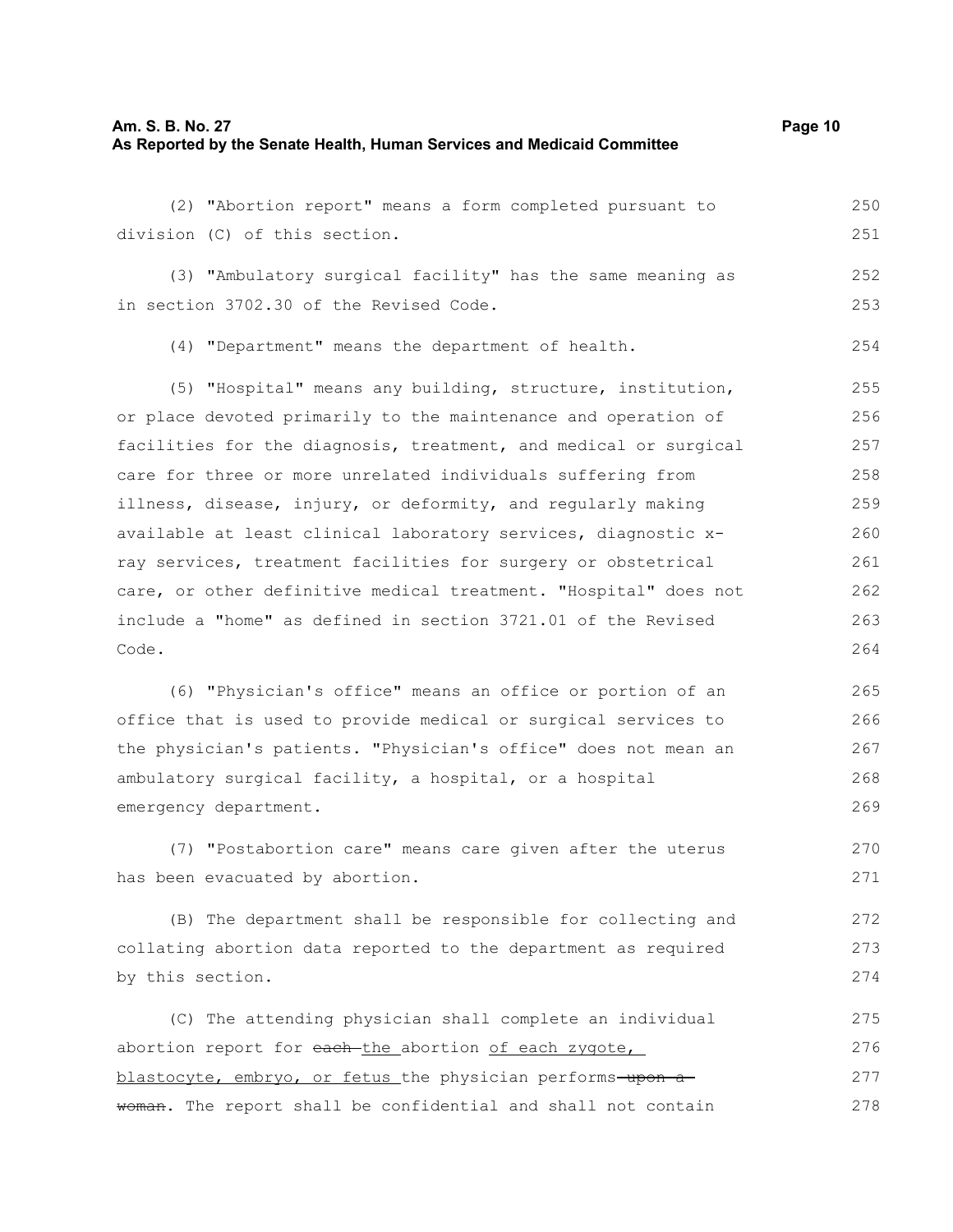(2) "Abortion report" means a form completed pursuant to division (C) of this section.

(3) "Ambulatory surgical facility" has the same meaning as in section 3702.30 of the Revised Code.

(4) "Department" means the department of health.

(5) "Hospital" means any building, structure, institution, or place devoted primarily to the maintenance and operation of facilities for the diagnosis, treatment, and medical or surgical care for three or more unrelated individuals suffering from illness, disease, injury, or deformity, and regularly making available at least clinical laboratory services, diagnostic x-ray services, treatment facilities for surgery or obstetrical care, or other definitive medical treatment. "Hospital" does not include a "home" as defined in section 3721.01 of the Revised Code.

(6) "Physician's office" means an office or portion of an office that is used to provide medical or surgical services to the physician's patients. "Physician's office" does not mean an ambulatory surgical facility, a hospital, or a hospital emergency department.

(7) "Postabortion care" means care given after the uterus has been evacuated by abortion.

(B) The department shall be responsible for collecting and collating abortion data reported to the department as required by this section.

(C) The attending physician shall complete an individual abortion report for ~~each~~ the abortion of each zygote, blastocyte, embryo, or fetus the physician performs ~~upon a woman~~. The report shall be confidential and shall not contain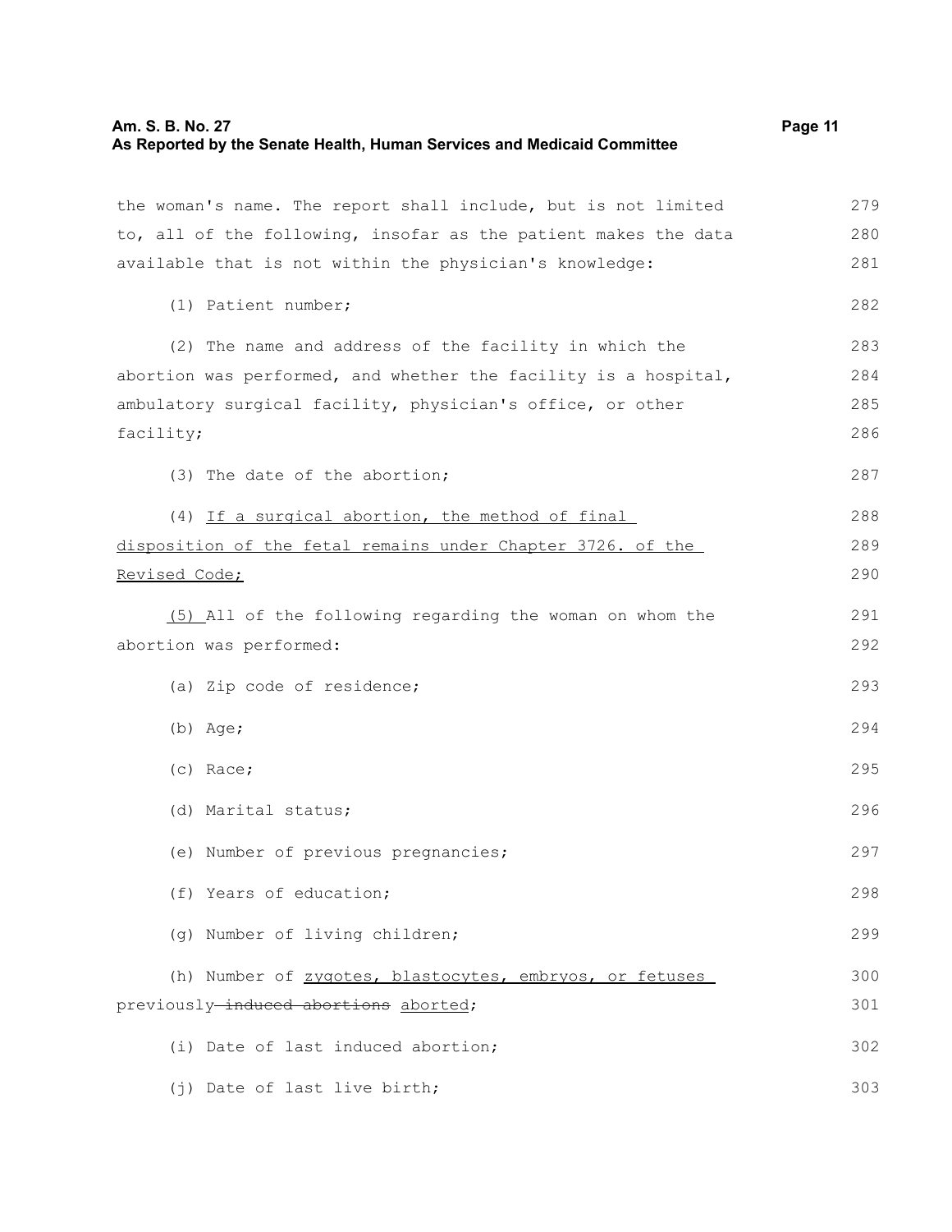the woman's name. The report shall include, but is not limited to, all of the following, insofar as the patient makes the data available that is not within the physician's knowledge:

(1) Patient number;

(2) The name and address of the facility in which the abortion was performed, and whether the facility is a hospital, ambulatory surgical facility, physician's office, or other facility;

(3) The date of the abortion;

(4) <u>If a surgical abortion, the method of final disposition of the fetal remains under Chapter 3726. of the Revised Code;</u>

<u>(5)</u> All of the following regarding the woman on whom the abortion was performed:

(a) Zip code of residence;

(b) Age;

(c) Race;

(d) Marital status;

(e) Number of previous pregnancies;

(f) Years of education;

(g) Number of living children;

(h) Number of <u>zygotes, blastocytes, embryos, or fetuses</u> previously ~~induced abortions~~ <u>aborted</u>;

(i) Date of last induced abortion;

(j) Date of last live birth;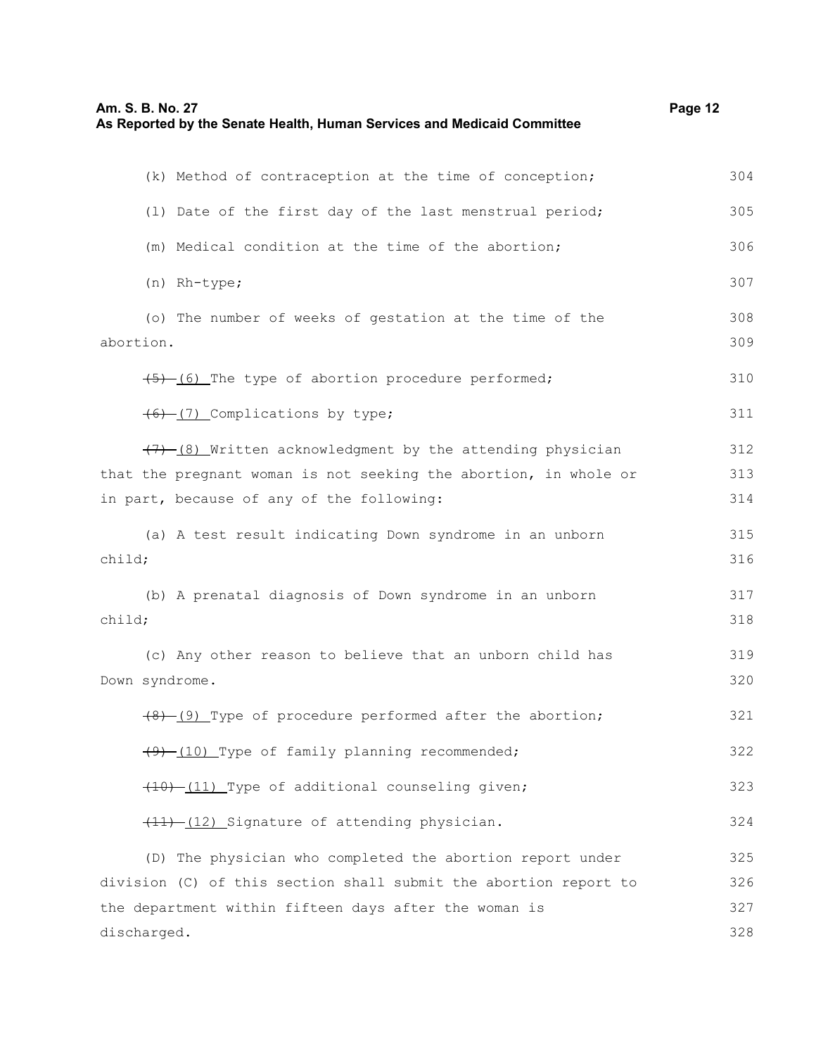(k) Method of contraception at the time of conception;

(l) Date of the first day of the last menstrual period;

(m) Medical condition at the time of the abortion;

(n) Rh-type;

(o) The number of weeks of gestation at the time of the abortion.

~~(5)~~ (6) The type of abortion procedure performed;

~~(6)~~ (7) Complications by type;

~~(7)~~ (8) Written acknowledgment by the attending physician that the pregnant woman is not seeking the abortion, in whole or in part, because of any of the following:

(a) A test result indicating Down syndrome in an unborn child;

(b) A prenatal diagnosis of Down syndrome in an unborn child;

(c) Any other reason to believe that an unborn child has Down syndrome.

~~(8)~~ (9) Type of procedure performed after the abortion;

~~(9)~~ (10) Type of family planning recommended;

~~(10)~~ (11) Type of additional counseling given;

~~(11)~~ (12) Signature of attending physician.

(D) The physician who completed the abortion report under division (C) of this section shall submit the abortion report to the department within fifteen days after the woman is discharged.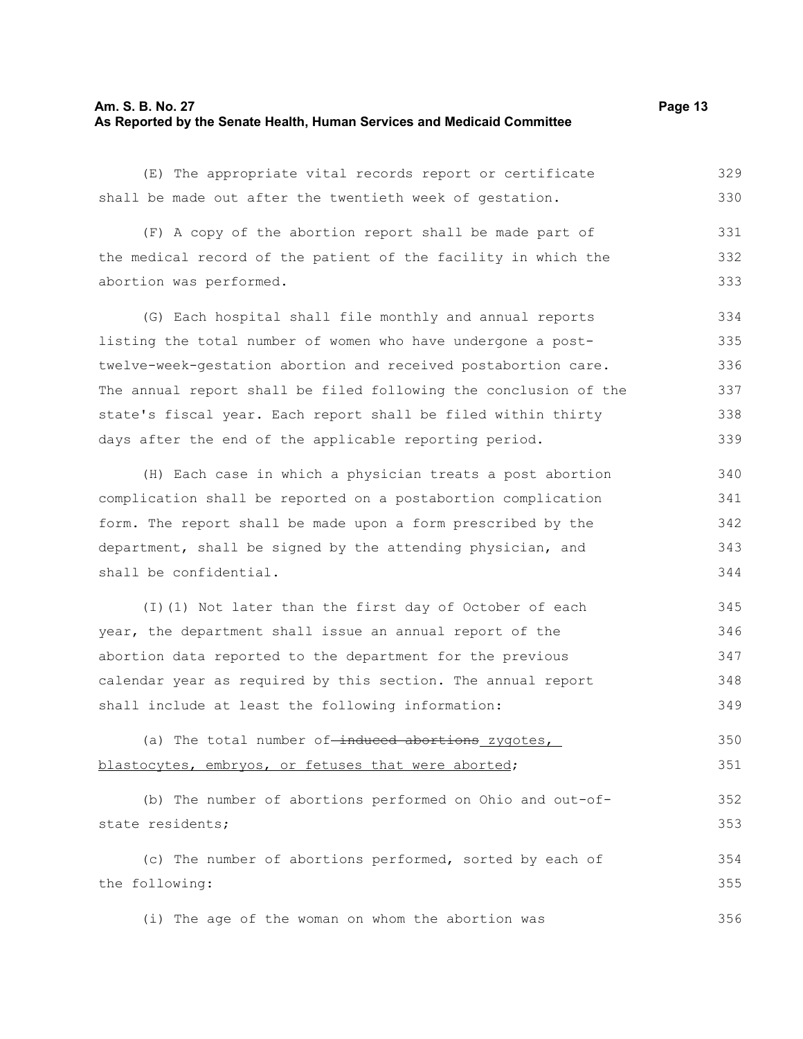(E) The appropriate vital records report or certificate shall be made out after the twentieth week of gestation.

(F) A copy of the abortion report shall be made part of the medical record of the patient of the facility in which the abortion was performed.

(G) Each hospital shall file monthly and annual reports listing the total number of women who have undergone a post-twelve-week-gestation abortion and received postabortion care. The annual report shall be filed following the conclusion of the state's fiscal year. Each report shall be filed within thirty days after the end of the applicable reporting period.

(H) Each case in which a physician treats a post abortion complication shall be reported on a postabortion complication form. The report shall be made upon a form prescribed by the department, shall be signed by the attending physician, and shall be confidential.

(I)(1) Not later than the first day of October of each year, the department shall issue an annual report of the abortion data reported to the department for the previous calendar year as required by this section. The annual report shall include at least the following information:

(a) The total number of ~~induced abortions~~ zygotes, blastocytes, embryos, or fetuses that were aborted;

(b) The number of abortions performed on Ohio and out-of-state residents;

(c) The number of abortions performed, sorted by each of the following:

(i) The age of the woman on whom the abortion was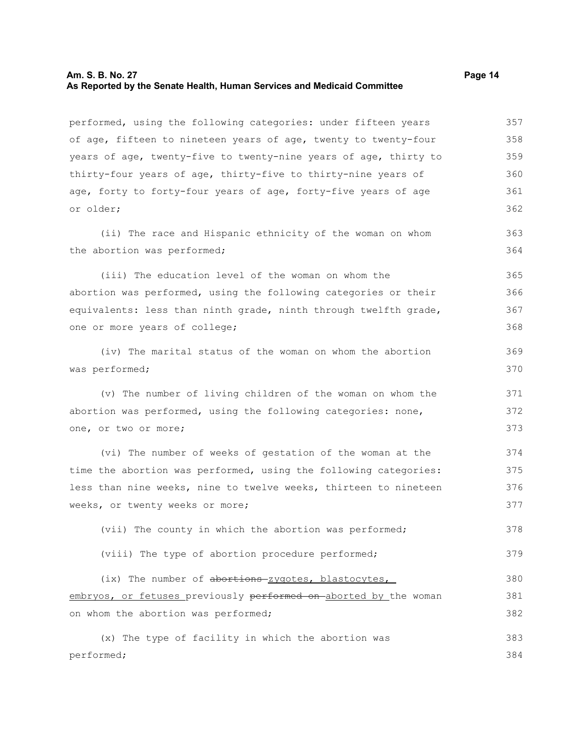performed, using the following categories: under fifteen years of age, fifteen to nineteen years of age, twenty to twenty-four years of age, twenty-five to twenty-nine years of age, thirty to thirty-four years of age, thirty-five to thirty-nine years of age, forty to forty-four years of age, forty-five years of age or older;

(ii) The race and Hispanic ethnicity of the woman on whom the abortion was performed;

(iii) The education level of the woman on whom the abortion was performed, using the following categories or their equivalents: less than ninth grade, ninth through twelfth grade, one or more years of college;

(iv) The marital status of the woman on whom the abortion was performed;

(v) The number of living children of the woman on whom the abortion was performed, using the following categories: none, one, or two or more;

(vi) The number of weeks of gestation of the woman at the time the abortion was performed, using the following categories: less than nine weeks, nine to twelve weeks, thirteen to nineteen weeks, or twenty weeks or more;

(vii) The county in which the abortion was performed;

(viii) The type of abortion procedure performed;

(ix) The number of ~~abortions~~ zygotes, blastocytes, embryos, or fetuses previously ~~performed on~~ aborted by the woman on whom the abortion was performed;

(x) The type of facility in which the abortion was performed;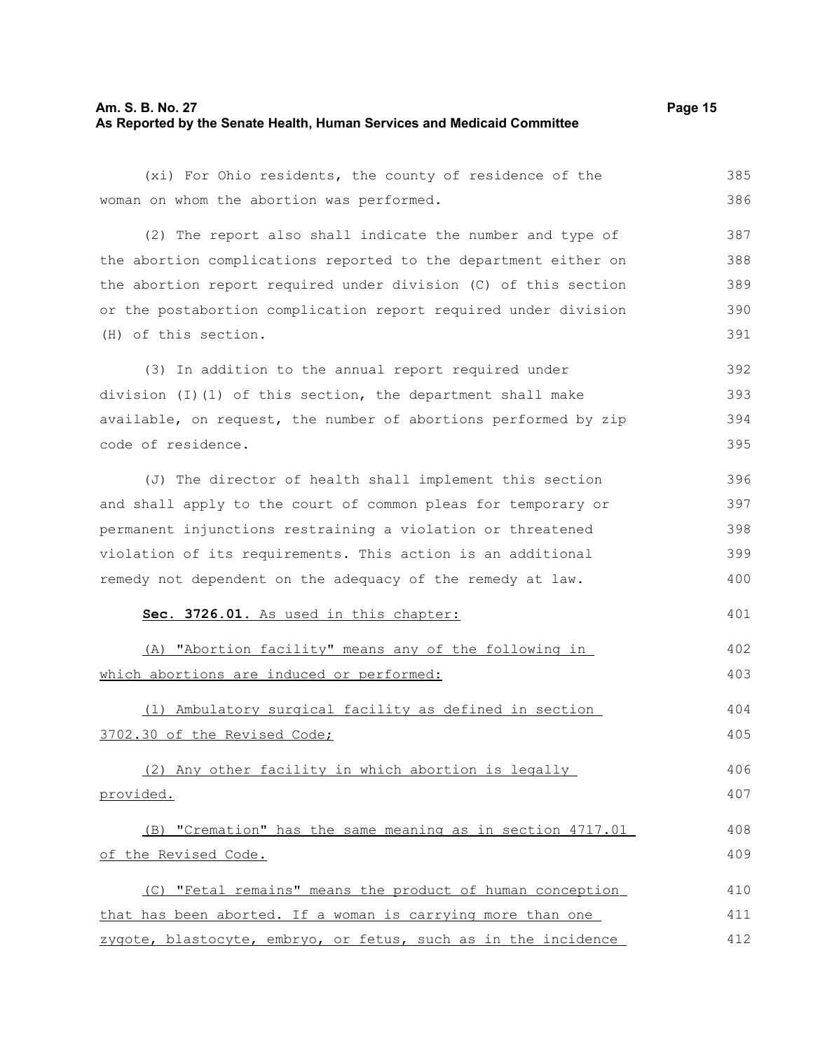(xi) For Ohio residents, the county of residence of the woman on whom the abortion was performed.

(2) The report also shall indicate the number and type of the abortion complications reported to the department either on the abortion report required under division (C) of this section or the postabortion complication report required under division (H) of this section.

(3) In addition to the annual report required under division (I)(1) of this section, the department shall make available, on request, the number of abortions performed by zip code of residence.

(J) The director of health shall implement this section and shall apply to the court of common pleas for temporary or permanent injunctions restraining a violation or threatened violation of its requirements. This action is an additional remedy not dependent on the adequacy of the remedy at law.

**Sec. 3726.01.** As used in this chapter:

(A) "Abortion facility" means any of the following in which abortions are induced or performed:

(1) Ambulatory surgical facility as defined in section 3702.30 of the Revised Code;

(2) Any other facility in which abortion is legally provided.

(B) "Cremation" has the same meaning as in section 4717.01 of the Revised Code.

(C) "Fetal remains" means the product of human conception that has been aborted. If a woman is carrying more than one zygote, blastocyte, embryo, or fetus, such as in the incidence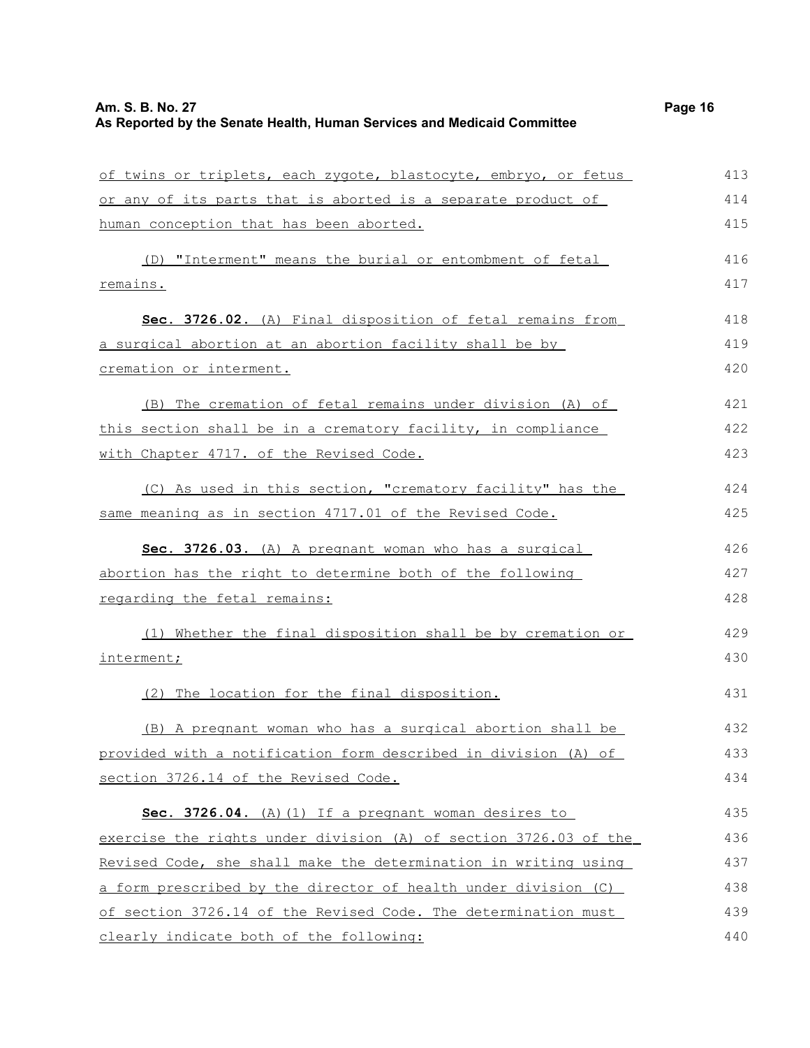of twins or triplets, each zygote, blastocyte, embryo, or fetus or any of its parts that is aborted is a separate product of human conception that has been aborted.

(D) "Interment" means the burial or entombment of fetal remains.

**Sec. 3726.02.** (A) Final disposition of fetal remains from a surgical abortion at an abortion facility shall be by cremation or interment.

(B) The cremation of fetal remains under division (A) of this section shall be in a crematory facility, in compliance with Chapter 4717. of the Revised Code.

(C) As used in this section, "crematory facility" has the same meaning as in section 4717.01 of the Revised Code.

**Sec. 3726.03.** (A) A pregnant woman who has a surgical abortion has the right to determine both of the following regarding the fetal remains:

(1) Whether the final disposition shall be by cremation or interment;

(2) The location for the final disposition.

(B) A pregnant woman who has a surgical abortion shall be provided with a notification form described in division (A) of section 3726.14 of the Revised Code.

**Sec. 3726.04.** (A)(1) If a pregnant woman desires to exercise the rights under division (A) of section 3726.03 of the Revised Code, she shall make the determination in writing using a form prescribed by the director of health under division (C) of section 3726.14 of the Revised Code. The determination must clearly indicate both of the following: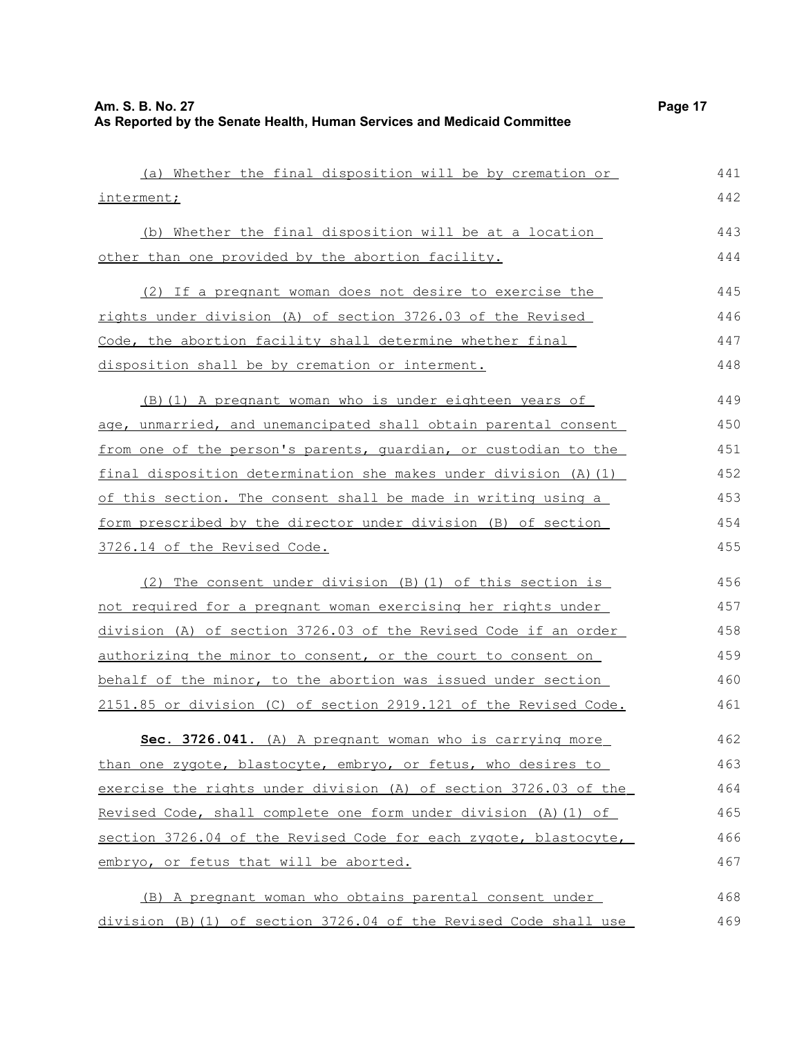(a) Whether the final disposition will be by cremation or interment;

(b) Whether the final disposition will be at a location other than one provided by the abortion facility.

(2) If a pregnant woman does not desire to exercise the rights under division (A) of section 3726.03 of the Revised Code, the abortion facility shall determine whether final disposition shall be by cremation or interment.

(B)(1) A pregnant woman who is under eighteen years of age, unmarried, and unemancipated shall obtain parental consent from one of the person's parents, guardian, or custodian to the final disposition determination she makes under division (A)(1) of this section. The consent shall be made in writing using a form prescribed by the director under division (B) of section 3726.14 of the Revised Code.

(2) The consent under division (B)(1) of this section is not required for a pregnant woman exercising her rights under division (A) of section 3726.03 of the Revised Code if an order authorizing the minor to consent, or the court to consent on behalf of the minor, to the abortion was issued under section 2151.85 or division (C) of section 2919.121 of the Revised Code.

**Sec. 3726.041.** (A) A pregnant woman who is carrying more than one zygote, blastocyte, embryo, or fetus, who desires to exercise the rights under division (A) of section 3726.03 of the Revised Code, shall complete one form under division (A)(1) of section 3726.04 of the Revised Code for each zygote, blastocyte, embryo, or fetus that will be aborted.

(B) A pregnant woman who obtains parental consent under division (B)(1) of section 3726.04 of the Revised Code shall use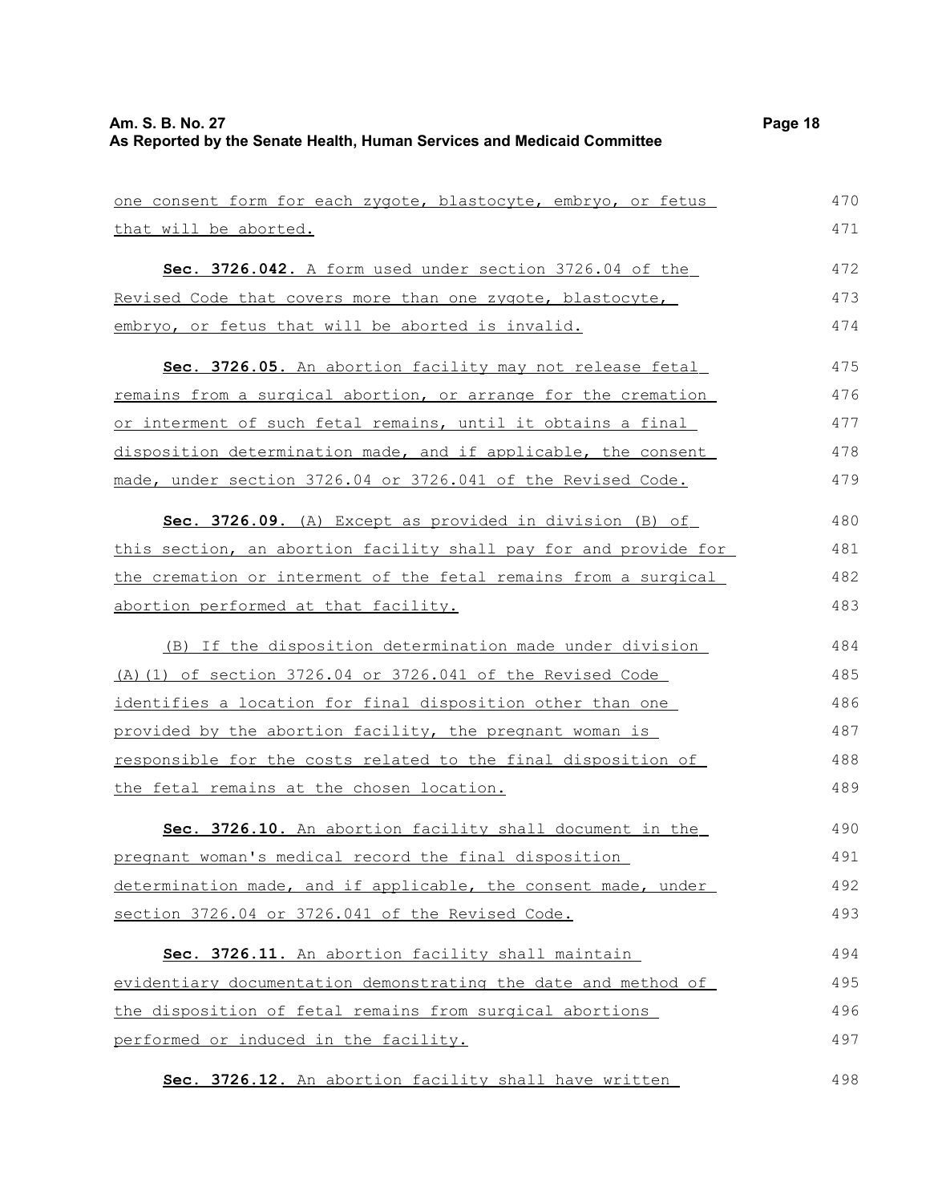one consent form for each zygote, blastocyte, embryo, or fetus that will be aborted.

**Sec. 3726.042.** A form used under section 3726.04 of the Revised Code that covers more than one zygote, blastocyte, embryo, or fetus that will be aborted is invalid.

**Sec. 3726.05.** An abortion facility may not release fetal remains from a surgical abortion, or arrange for the cremation or interment of such fetal remains, until it obtains a final disposition determination made, and if applicable, the consent made, under section 3726.04 or 3726.041 of the Revised Code.

**Sec. 3726.09.** (A) Except as provided in division (B) of this section, an abortion facility shall pay for and provide for the cremation or interment of the fetal remains from a surgical abortion performed at that facility.

(B) If the disposition determination made under division (A)(1) of section 3726.04 or 3726.041 of the Revised Code identifies a location for final disposition other than one provided by the abortion facility, the pregnant woman is responsible for the costs related to the final disposition of the fetal remains at the chosen location.

**Sec. 3726.10.** An abortion facility shall document in the pregnant woman's medical record the final disposition determination made, and if applicable, the consent made, under section 3726.04 or 3726.041 of the Revised Code.

**Sec. 3726.11.** An abortion facility shall maintain evidentiary documentation demonstrating the date and method of the disposition of fetal remains from surgical abortions performed or induced in the facility.

**Sec. 3726.12.** An abortion facility shall have written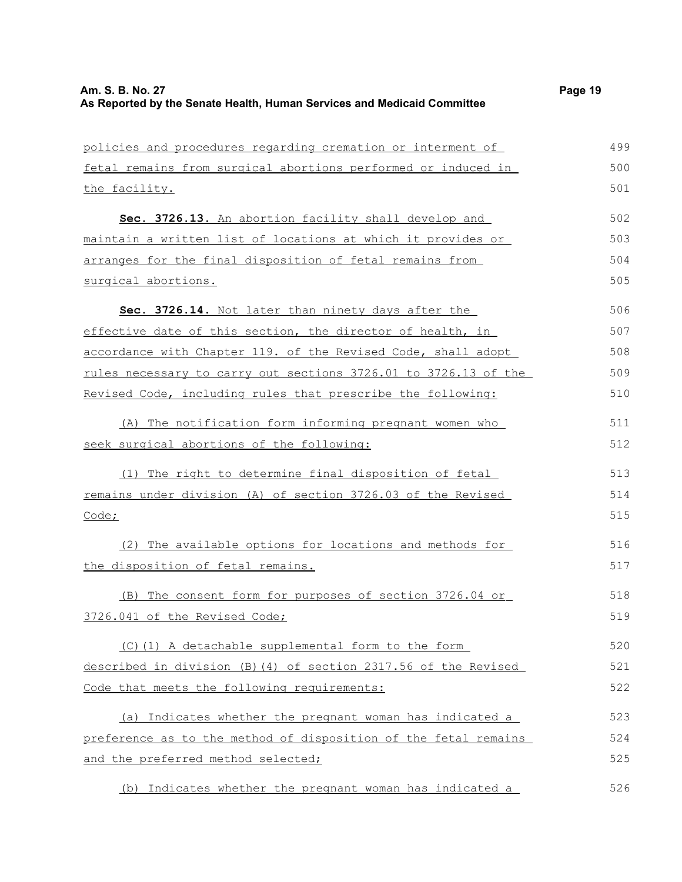policies and procedures regarding cremation or interment of fetal remains from surgical abortions performed or induced in the facility.

**Sec. 3726.13.** An abortion facility shall develop and maintain a written list of locations at which it provides or arranges for the final disposition of fetal remains from surgical abortions.

**Sec. 3726.14.** Not later than ninety days after the effective date of this section, the director of health, in accordance with Chapter 119. of the Revised Code, shall adopt rules necessary to carry out sections 3726.01 to 3726.13 of the Revised Code, including rules that prescribe the following:

(A) The notification form informing pregnant women who seek surgical abortions of the following:

(1) The right to determine final disposition of fetal remains under division (A) of section 3726.03 of the Revised Code;

(2) The available options for locations and methods for the disposition of fetal remains.

(B) The consent form for purposes of section 3726.04 or 3726.041 of the Revised Code;

(C)(1) A detachable supplemental form to the form described in division (B)(4) of section 2317.56 of the Revised Code that meets the following requirements:

(a) Indicates whether the pregnant woman has indicated a preference as to the method of disposition of the fetal remains and the preferred method selected;

(b) Indicates whether the pregnant woman has indicated a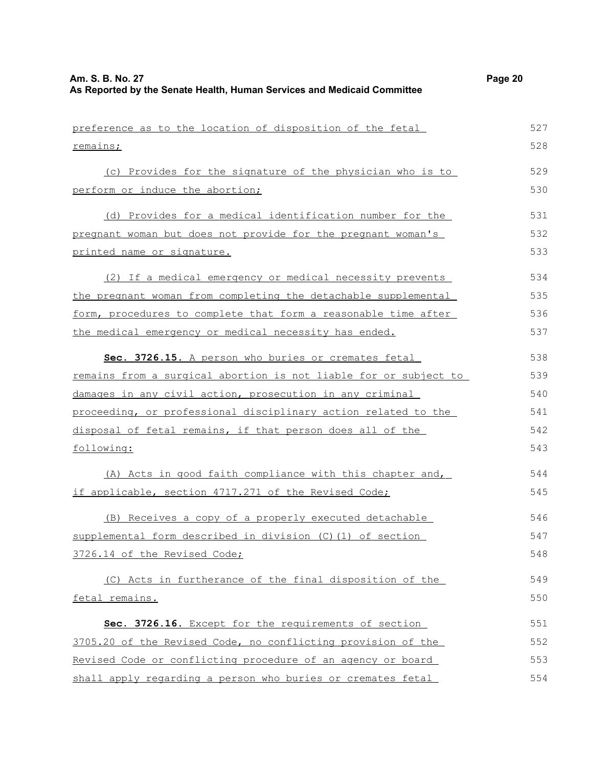preference as to the location of disposition of the fetal remains;

(c) Provides for the signature of the physician who is to perform or induce the abortion;

(d) Provides for a medical identification number for the pregnant woman but does not provide for the pregnant woman's printed name or signature.

(2) If a medical emergency or medical necessity prevents the pregnant woman from completing the detachable supplemental form, procedures to complete that form a reasonable time after the medical emergency or medical necessity has ended.

**Sec. 3726.15.** A person who buries or cremates fetal remains from a surgical abortion is not liable for or subject to damages in any civil action, prosecution in any criminal proceeding, or professional disciplinary action related to the disposal of fetal remains, if that person does all of the following:

(A) Acts in good faith compliance with this chapter and, if applicable, section 4717.271 of the Revised Code;

(B) Receives a copy of a properly executed detachable supplemental form described in division (C)(1) of section 3726.14 of the Revised Code;

(C) Acts in furtherance of the final disposition of the fetal remains.

**Sec. 3726.16.** Except for the requirements of section 3705.20 of the Revised Code, no conflicting provision of the Revised Code or conflicting procedure of an agency or board shall apply regarding a person who buries or cremates fetal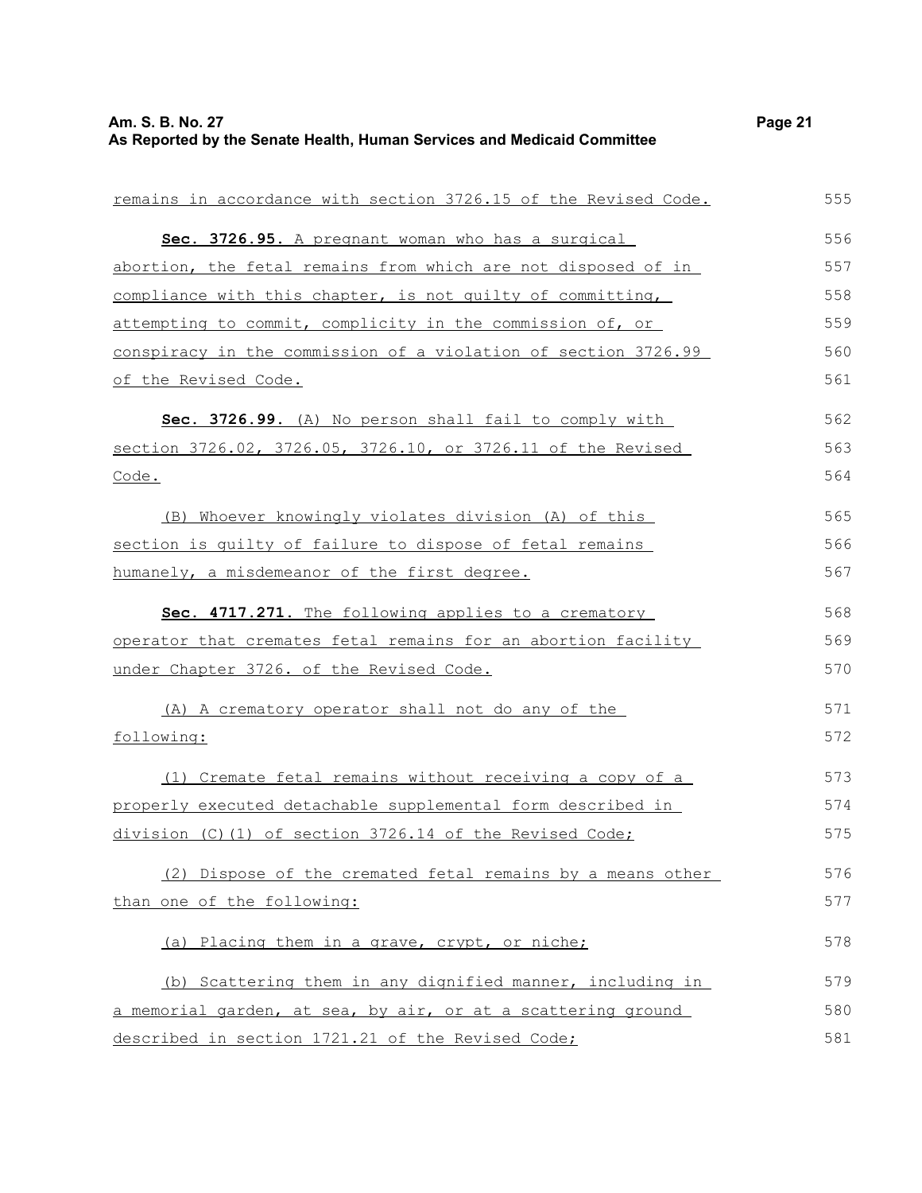remains in accordance with section 3726.15 of the Revised Code.

**Sec. 3726.95.** A pregnant woman who has a surgical abortion, the fetal remains from which are not disposed of in compliance with this chapter, is not guilty of committing, attempting to commit, complicity in the commission of, or conspiracy in the commission of a violation of section 3726.99 of the Revised Code.

**Sec. 3726.99.** (A) No person shall fail to comply with section 3726.02, 3726.05, 3726.10, or 3726.11 of the Revised Code.

(B) Whoever knowingly violates division (A) of this section is guilty of failure to dispose of fetal remains humanely, a misdemeanor of the first degree.

**Sec. 4717.271.** The following applies to a crematory operator that cremates fetal remains for an abortion facility under Chapter 3726. of the Revised Code.

(A) A crematory operator shall not do any of the following:

(1) Cremate fetal remains without receiving a copy of a properly executed detachable supplemental form described in division (C)(1) of section 3726.14 of the Revised Code;

(2) Dispose of the cremated fetal remains by a means other than one of the following:

(a) Placing them in a grave, crypt, or niche;

(b) Scattering them in any dignified manner, including in a memorial garden, at sea, by air, or at a scattering ground described in section 1721.21 of the Revised Code;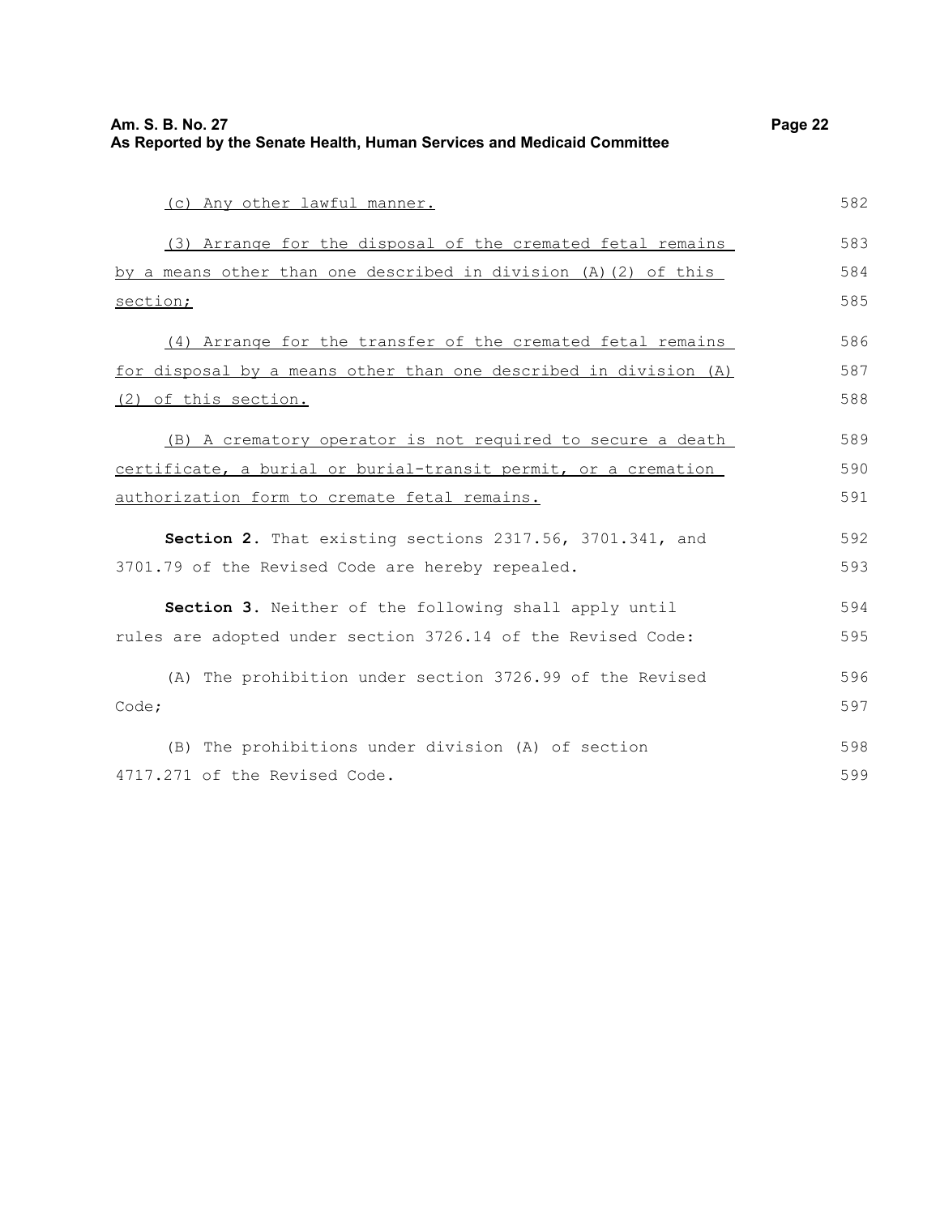(c) Any other lawful manner.

(3) Arrange for the disposal of the cremated fetal remains by a means other than one described in division (A)(2) of this section;

(4) Arrange for the transfer of the cremated fetal remains for disposal by a means other than one described in division (A)(2) of this section.

(B) A crematory operator is not required to secure a death certificate, a burial or burial-transit permit, or a cremation authorization form to cremate fetal remains.

**Section 2.** That existing sections 2317.56, 3701.341, and 3701.79 of the Revised Code are hereby repealed.

**Section 3.** Neither of the following shall apply until rules are adopted under section 3726.14 of the Revised Code:

(A) The prohibition under section 3726.99 of the Revised Code;

(B) The prohibitions under division (A) of section 4717.271 of the Revised Code.